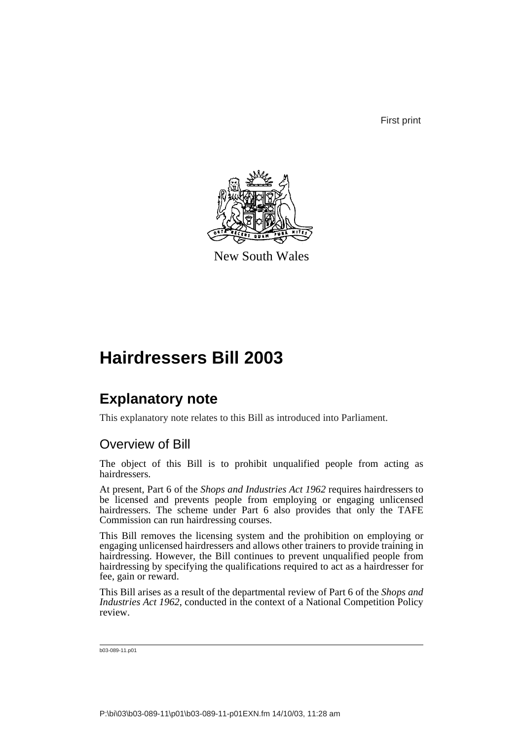First print

New South Wales

# Hairdressers Bill 2003

## Explanatory note

This explanatory note relates to this Bill as introduced into Parliament.

### Overview of Bill

The object of this Bill is to prohibit unqualified people from acting as hairdressers.

At present, Part 6 of the *Shops and Industries Act 1962* requires hairdressers to be licensed and prevents people from employing or engaging unlicensed hairdressers. The scheme under Part 6 also provides that only the TAFE Commission can run hairdressing courses.

This Bill removes the licensing system and the prohibition on employing or engaging unlicensed hairdressers and allows other trainers to provide training in hairdressing. However, the Bill continues to prevent unqualified people from hairdressing by specifying the qualifications required to act as a hairdresser for fee, gain or reward.

This Bill arises as a result of the departmental review of Part 6 of the *Shops and Industries Act 1962*, conducted in the context of a National Competition Policy review.

b03-089-11.p01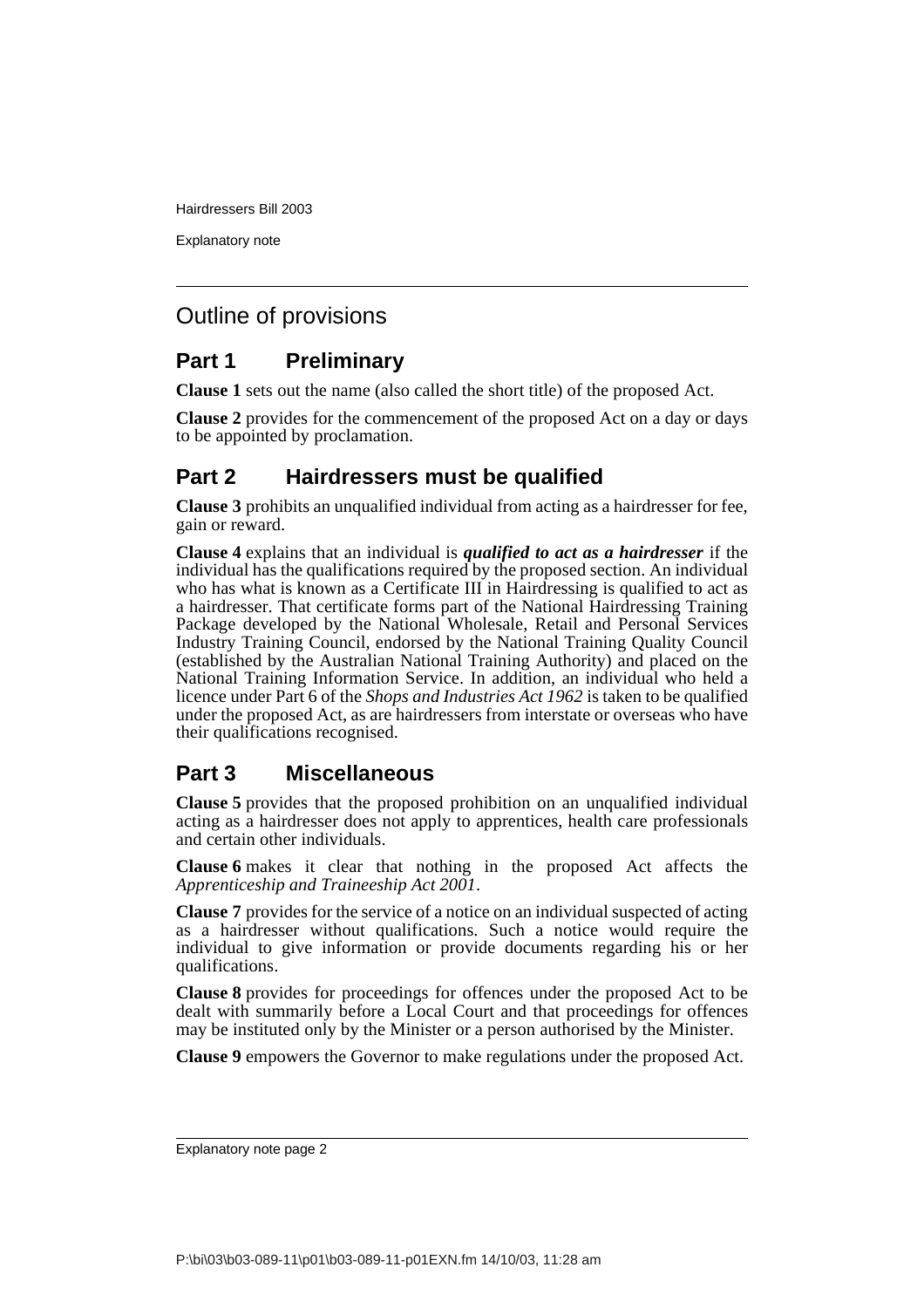## Outline of provisions

### Part 1 Preliminary

**Clause 1** sets out the name (also called the short title) of the proposed Act.

**Clause 2** provides for the commencement of the proposed Act on a day or days to be appointed by proclamation.

### Part 2 Hairdressers must be qualified

**Clause 3** prohibits an unqualified individual from acting as a hairdresser for fee, gain or reward.

**Clause 4** explains that an individual is ***qualified to act as a hairdresser*** if the individual has the qualifications required by the proposed section. An individual who has what is known as a Certificate III in Hairdressing is qualified to act as a hairdresser. That certificate forms part of the National Hairdressing Training Package developed by the National Wholesale, Retail and Personal Services Industry Training Council, endorsed by the National Training Quality Council (established by the Australian National Training Authority) and placed on the National Training Information Service. In addition, an individual who held a licence under Part 6 of the *Shops and Industries Act 1962* is taken to be qualified under the proposed Act, as are hairdressers from interstate or overseas who have their qualifications recognised.

### Part 3 Miscellaneous

**Clause 5** provides that the proposed prohibition on an unqualified individual acting as a hairdresser does not apply to apprentices, health care professionals and certain other individuals.

**Clause 6** makes it clear that nothing in the proposed Act affects the *Apprenticeship and Traineeship Act 2001*.

**Clause 7** provides for the service of a notice on an individual suspected of acting as a hairdresser without qualifications. Such a notice would require the individual to give information or provide documents regarding his or her qualifications.

**Clause 8** provides for proceedings for offences under the proposed Act to be dealt with summarily before a Local Court and that proceedings for offences may be instituted only by the Minister or a person authorised by the Minister.

**Clause 9** empowers the Governor to make regulations under the proposed Act.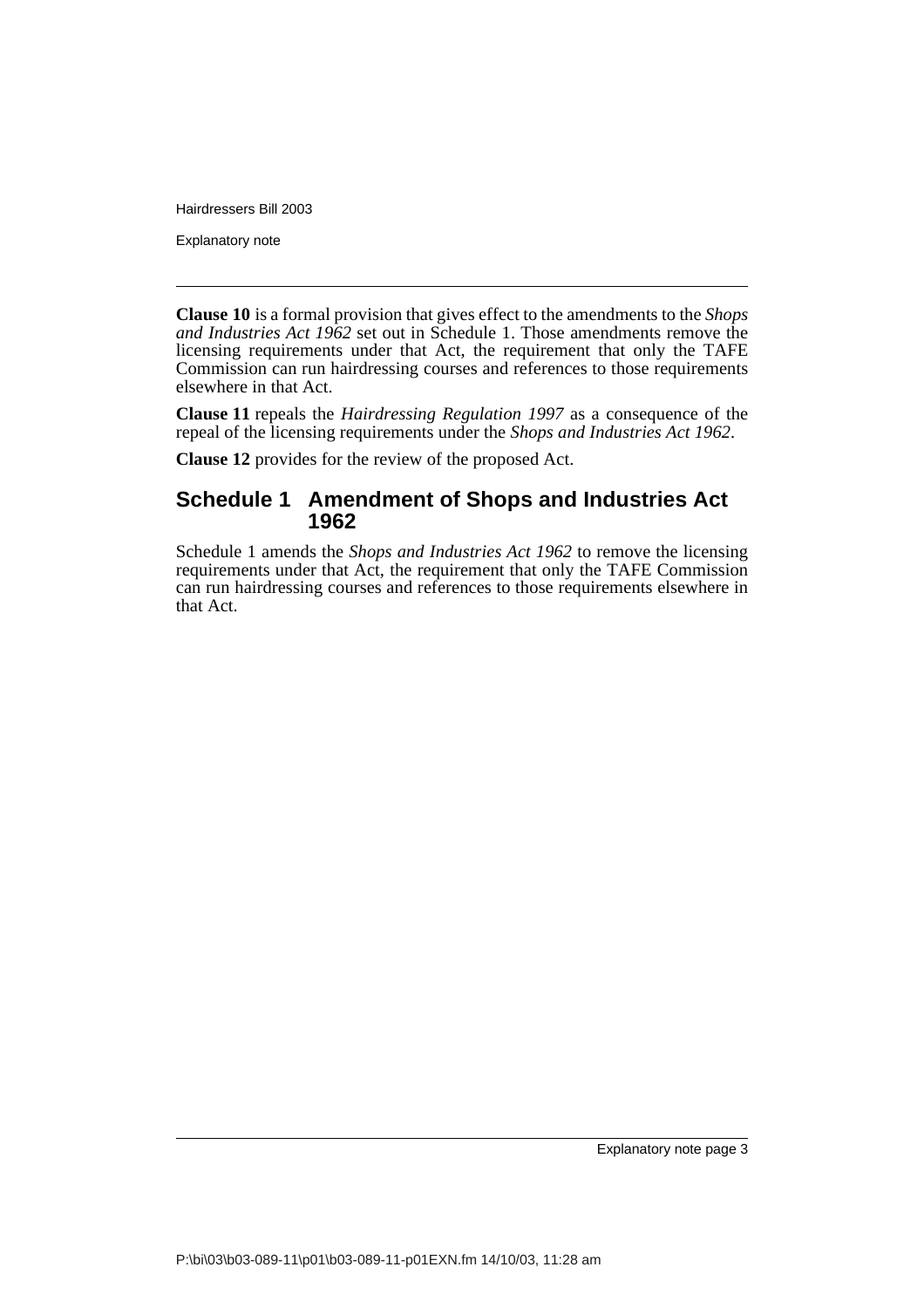**Clause 10** is a formal provision that gives effect to the amendments to the *Shops and Industries Act 1962* set out in Schedule 1. Those amendments remove the licensing requirements under that Act, the requirement that only the TAFE Commission can run hairdressing courses and references to those requirements elsewhere in that Act.

**Clause 11** repeals the *Hairdressing Regulation 1997* as a consequence of the repeal of the licensing requirements under the *Shops and Industries Act 1962*.

**Clause 12** provides for the review of the proposed Act.

## Schedule 1 Amendment of Shops and Industries Act 1962

Schedule 1 amends the *Shops and Industries Act 1962* to remove the licensing requirements under that Act, the requirement that only the TAFE Commission can run hairdressing courses and references to those requirements elsewhere in that Act.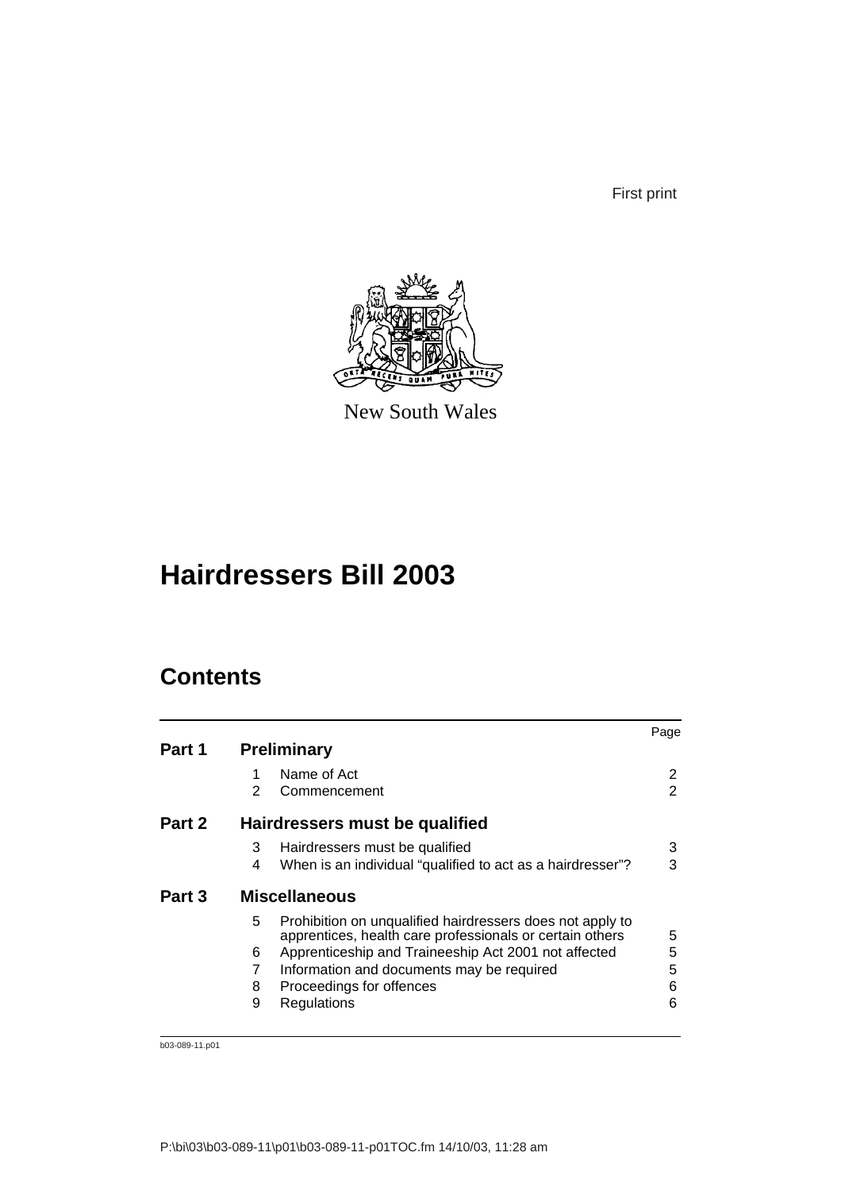First print

New South Wales

# Hairdressers Bill 2003

## Contents

| | | | Page |
|---|---|---|---|
| **Part 1** | **Preliminary** | | |
| | 1 | Name of Act | 2 |
| | 2 | Commencement | 2 |
| **Part 2** | **Hairdressers must be qualified** | | |
| | 3 | Hairdressers must be qualified | 3 |
| | 4 | When is an individual "qualified to act as a hairdresser"? | 3 |
| **Part 3** | **Miscellaneous** | | |
| | 5 | Prohibition on unqualified hairdressers does not apply to apprentices, health care professionals or certain others | 5 |
| | 6 | Apprenticeship and Traineeship Act 2001 not affected | 5 |
| | 7 | Information and documents may be required | 5 |
| | 8 | Proceedings for offences | 6 |
| | 9 | Regulations | 6 |

b03-089-11.p01

P:\bi\03\b03-089-11\p01\b03-089-11-p01TOC.fm 14/10/03, 11:28 am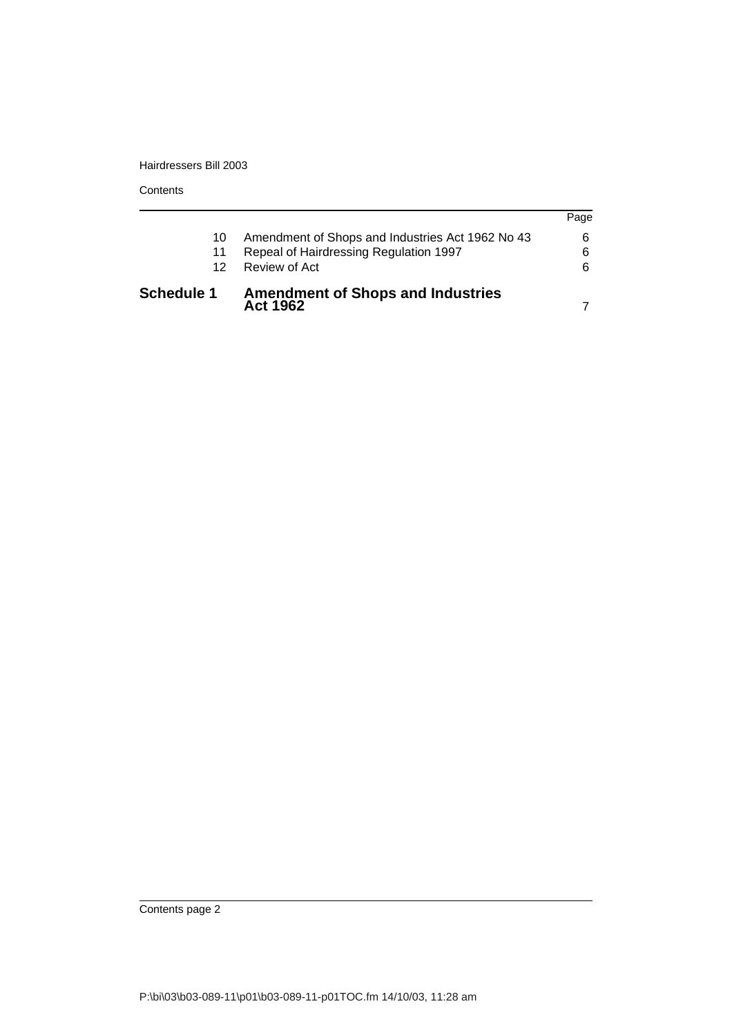| | | Page |
|---|---|---|
| 10 | Amendment of Shops and Industries Act 1962 No 43 | 6 |
| 11 | Repeal of Hairdressing Regulation 1997 | 6 |
| 12 | Review of Act | 6 |
| **Schedule 1** | **Amendment of Shops and Industries Act 1962** | 7 |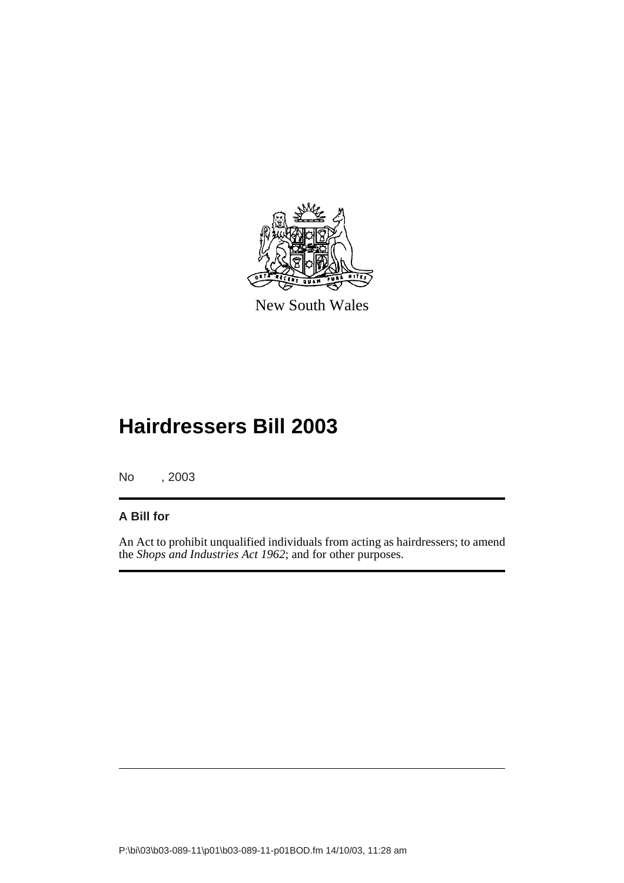New South Wales

# Hairdressers Bill 2003

No , 2003

**A Bill for**

An Act to prohibit unqualified individuals from acting as hairdressers; to amend the *Shops and Industries Act 1962*; and for other purposes.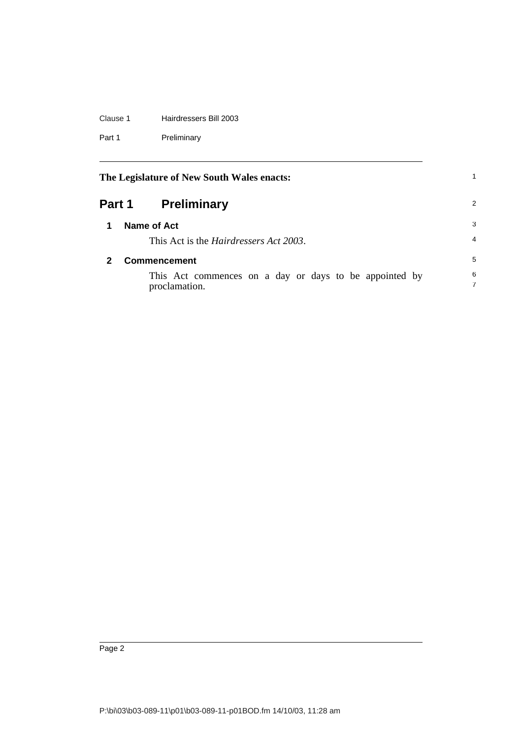**The Legislature of New South Wales enacts:**

# Part 1 Preliminary

## 1 Name of Act

This Act is the *Hairdressers Act 2003*.

## 2 Commencement

This Act commences on a day or days to be appointed by proclamation.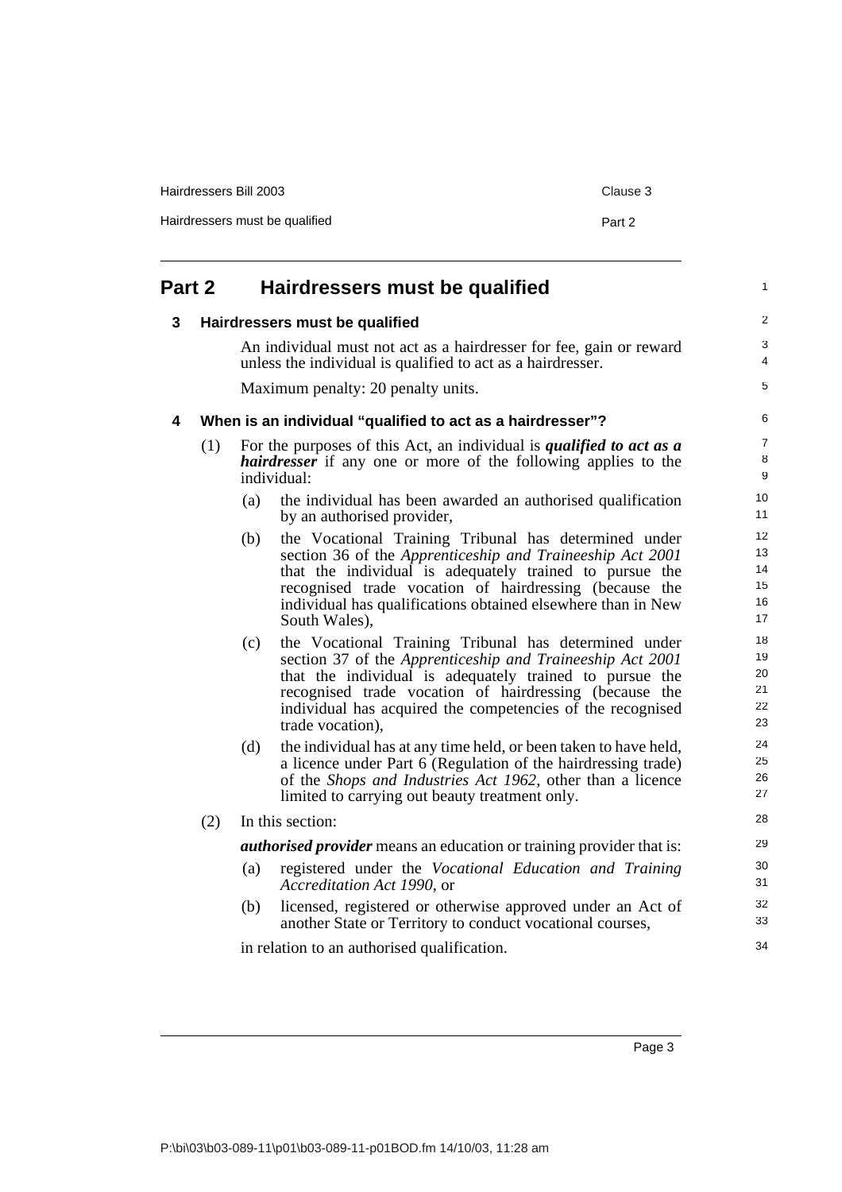## Part 2 Hairdressers must be qualified

### 3 Hairdressers must be qualified

An individual must not act as a hairdresser for fee, gain or reward unless the individual is qualified to act as a hairdresser.

Maximum penalty: 20 penalty units.

### 4 When is an individual "qualified to act as a hairdresser"?

(1) For the purposes of this Act, an individual is ***qualified to act as a hairdresser*** if any one or more of the following applies to the individual:

(a) the individual has been awarded an authorised qualification by an authorised provider,

(b) the Vocational Training Tribunal has determined under section 36 of the *Apprenticeship and Traineeship Act 2001* that the individual is adequately trained to pursue the recognised trade vocation of hairdressing (because the individual has qualifications obtained elsewhere than in New South Wales),

(c) the Vocational Training Tribunal has determined under section 37 of the *Apprenticeship and Traineeship Act 2001* that the individual is adequately trained to pursue the recognised trade vocation of hairdressing (because the individual has acquired the competencies of the recognised trade vocation),

(d) the individual has at any time held, or been taken to have held, a licence under Part 6 (Regulation of the hairdressing trade) of the *Shops and Industries Act 1962*, other than a licence limited to carrying out beauty treatment only.

(2) In this section:

***authorised provider*** means an education or training provider that is:

(a) registered under the *Vocational Education and Training Accreditation Act 1990*, or

(b) licensed, registered or otherwise approved under an Act of another State or Territory to conduct vocational courses,

in relation to an authorised qualification.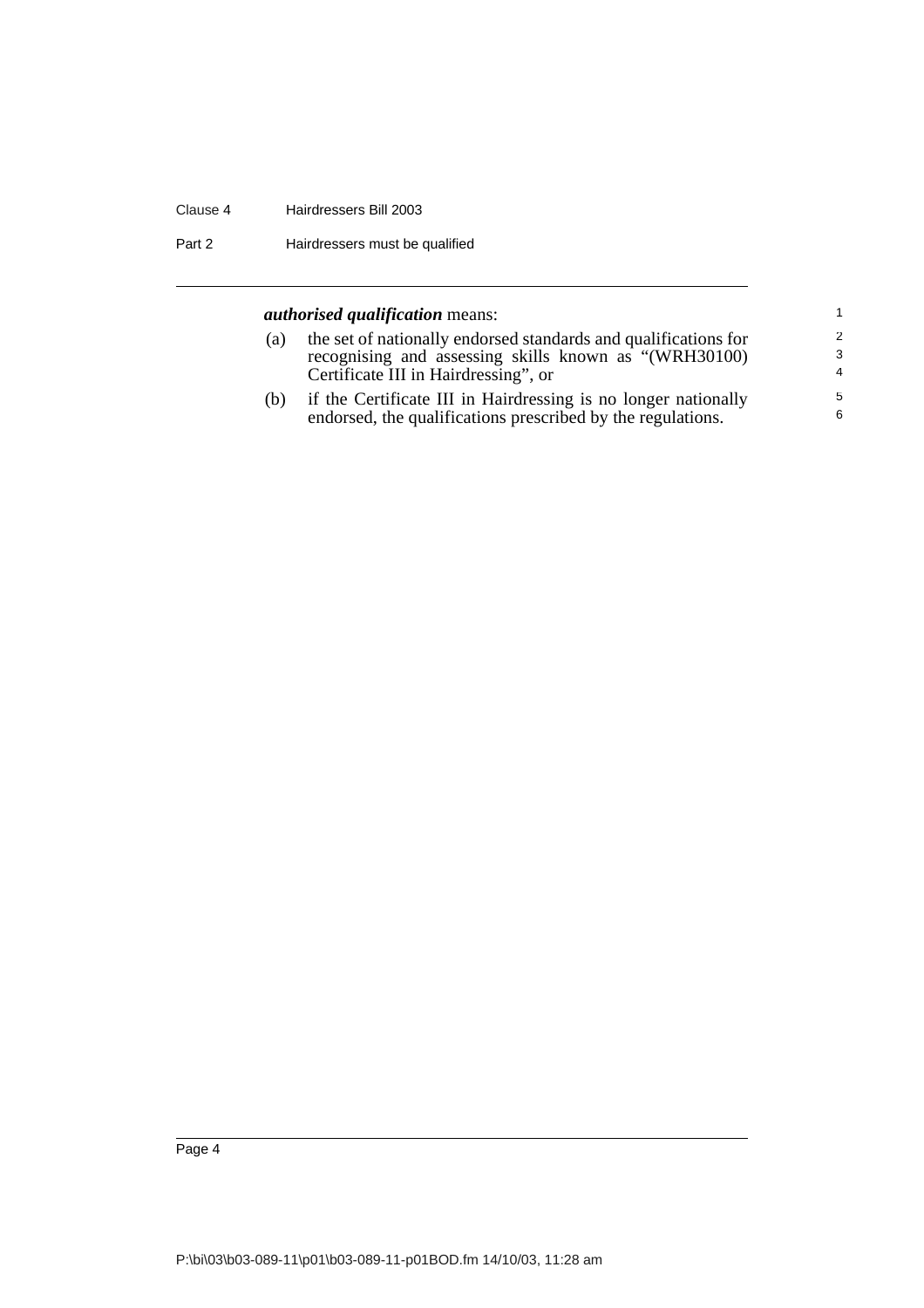***authorised qualification*** means:

(a) the set of nationally endorsed standards and qualifications for recognising and assessing skills known as "(WRH30100) Certificate III in Hairdressing", or

(b) if the Certificate III in Hairdressing is no longer nationally endorsed, the qualifications prescribed by the regulations.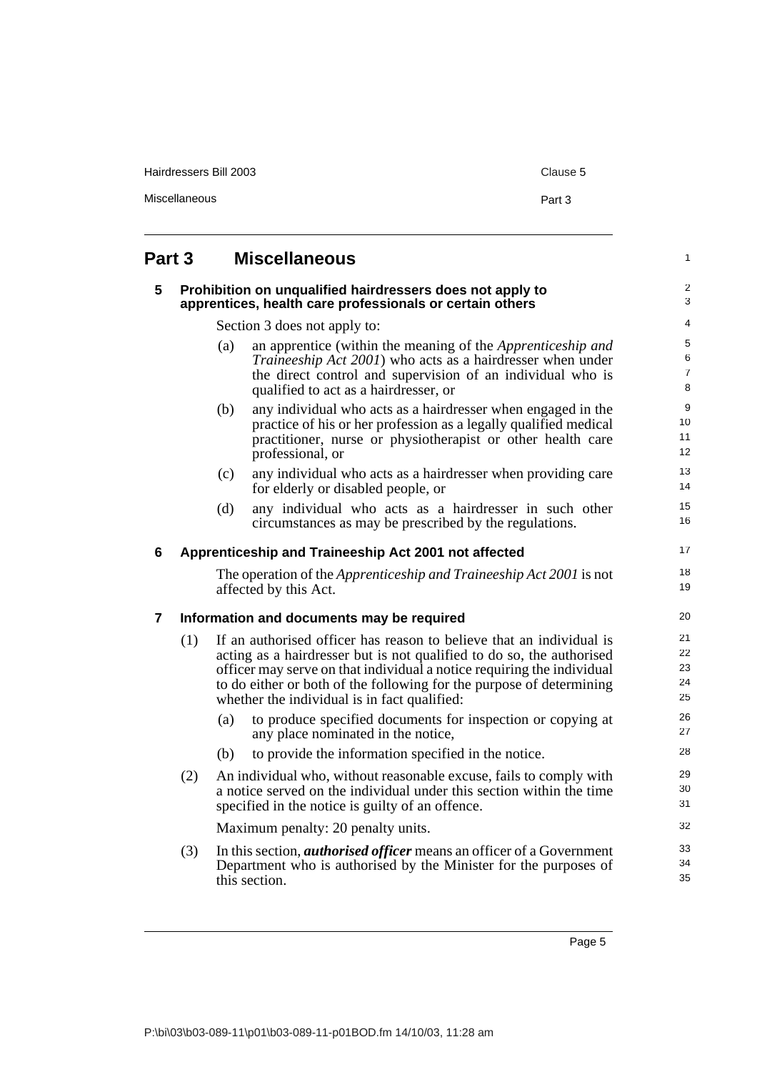## Part 3 Miscellaneous

### 5 Prohibition on unqualified hairdressers does not apply to apprentices, health care professionals or certain others

Section 3 does not apply to:

(a) an apprentice (within the meaning of the *Apprenticeship and Traineeship Act 2001*) who acts as a hairdresser when under the direct control and supervision of an individual who is qualified to act as a hairdresser, or

(b) any individual who acts as a hairdresser when engaged in the practice of his or her profession as a legally qualified medical practitioner, nurse or physiotherapist or other health care professional, or

(c) any individual who acts as a hairdresser when providing care for elderly or disabled people, or

(d) any individual who acts as a hairdresser in such other circumstances as may be prescribed by the regulations.

### 6 Apprenticeship and Traineeship Act 2001 not affected

The operation of the *Apprenticeship and Traineeship Act 2001* is not affected by this Act.

### 7 Information and documents may be required

(1) If an authorised officer has reason to believe that an individual is acting as a hairdresser but is not qualified to do so, the authorised officer may serve on that individual a notice requiring the individual to do either or both of the following for the purpose of determining whether the individual is in fact qualified:

(a) to produce specified documents for inspection or copying at any place nominated in the notice,

(b) to provide the information specified in the notice.

(2) An individual who, without reasonable excuse, fails to comply with a notice served on the individual under this section within the time specified in the notice is guilty of an offence.

Maximum penalty: 20 penalty units.

(3) In this section, ***authorised officer*** means an officer of a Government Department who is authorised by the Minister for the purposes of this section.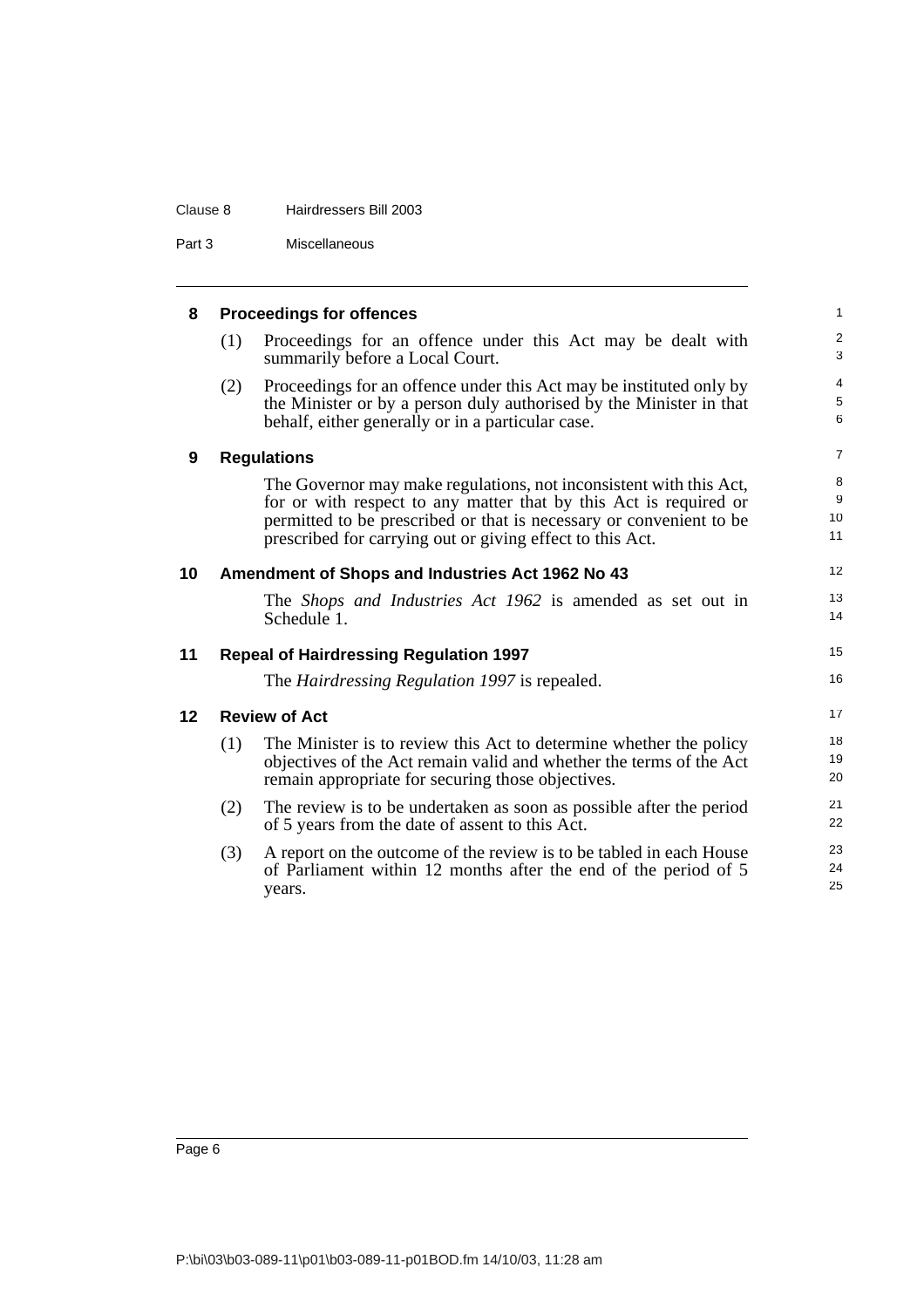## 8 Proceedings for offences

(1) Proceedings for an offence under this Act may be dealt with summarily before a Local Court.

(2) Proceedings for an offence under this Act may be instituted only by the Minister or by a person duly authorised by the Minister in that behalf, either generally or in a particular case.

## 9 Regulations

The Governor may make regulations, not inconsistent with this Act, for or with respect to any matter that by this Act is required or permitted to be prescribed or that is necessary or convenient to be prescribed for carrying out or giving effect to this Act.

## 10 Amendment of Shops and Industries Act 1962 No 43

The *Shops and Industries Act 1962* is amended as set out in Schedule 1.

## 11 Repeal of Hairdressing Regulation 1997

The *Hairdressing Regulation 1997* is repealed.

## 12 Review of Act

(1) The Minister is to review this Act to determine whether the policy objectives of the Act remain valid and whether the terms of the Act remain appropriate for securing those objectives.

(2) The review is to be undertaken as soon as possible after the period of 5 years from the date of assent to this Act.

(3) A report on the outcome of the review is to be tabled in each House of Parliament within 12 months after the end of the period of 5 years.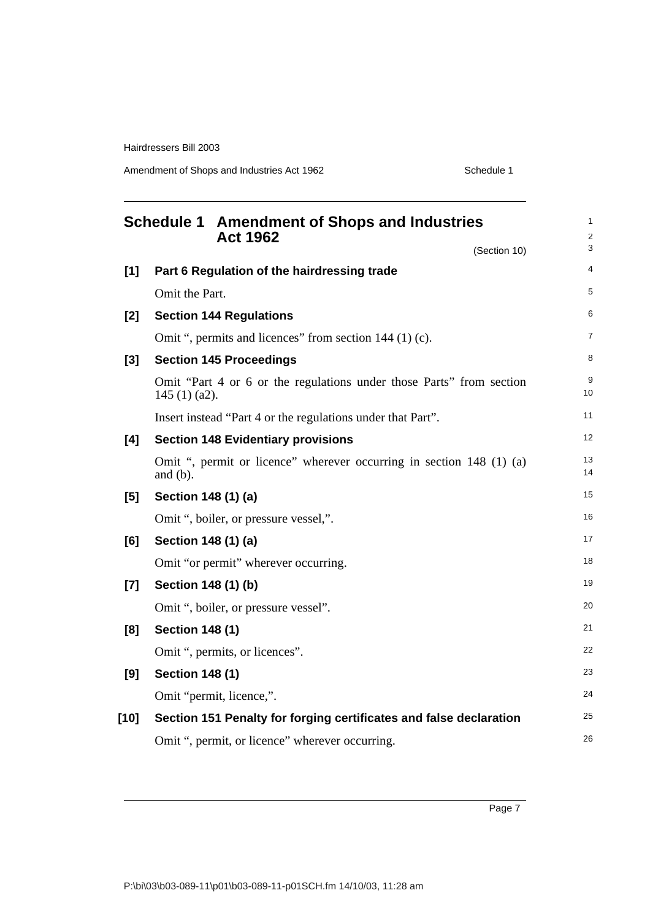# Schedule 1 Amendment of Shops and Industries Act 1962

(Section 10)

**[1] Part 6 Regulation of the hairdressing trade**

Omit the Part.

**[2] Section 144 Regulations**

Omit ", permits and licences" from section 144 (1) (c).

**[3] Section 145 Proceedings**

Omit "Part 4 or 6 or the regulations under those Parts" from section 145 (1) (a2).

Insert instead "Part 4 or the regulations under that Part".

**[4] Section 148 Evidentiary provisions**

Omit ", permit or licence" wherever occurring in section 148 (1) (a) and (b).

**[5] Section 148 (1) (a)**

Omit ", boiler, or pressure vessel,".

**[6] Section 148 (1) (a)**

Omit "or permit" wherever occurring.

**[7] Section 148 (1) (b)**

Omit ", boiler, or pressure vessel".

**[8] Section 148 (1)**

Omit ", permits, or licences".

**[9] Section 148 (1)**

Omit "permit, licence,".

**[10] Section 151 Penalty for forging certificates and false declaration**

Omit ", permit, or licence" wherever occurring.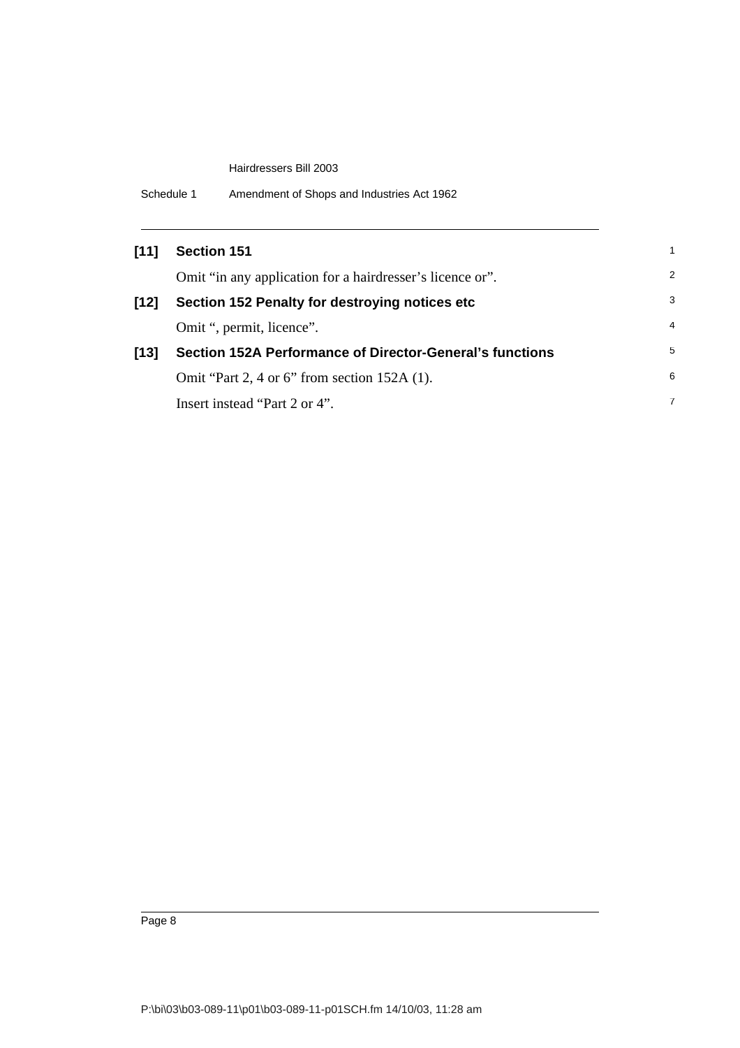**[11] Section 151**

Omit "in any application for a hairdresser's licence or".

**[12] Section 152 Penalty for destroying notices etc**

Omit ", permit, licence".

**[13] Section 152A Performance of Director-General's functions**

Omit "Part 2, 4 or 6" from section 152A (1).

Insert instead "Part 2 or 4".